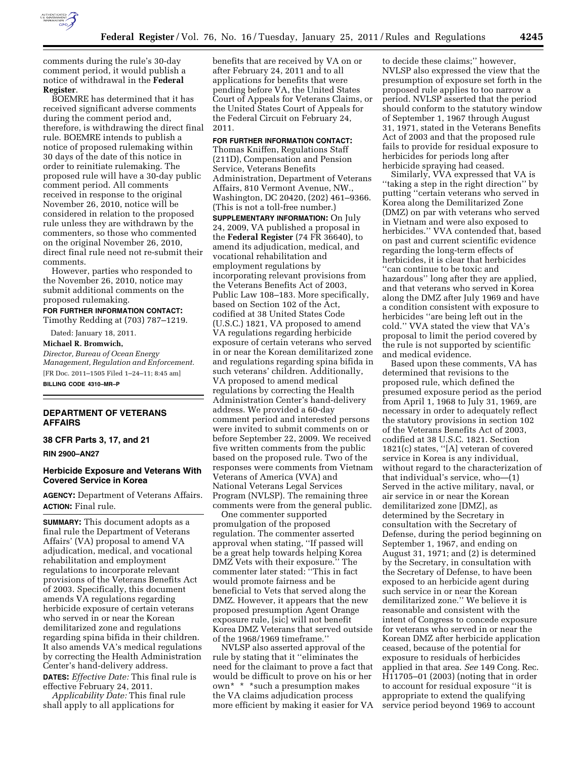comments during the rule's 30-day comment period, it would publish a notice of withdrawal in the **Federal Register**.

BOEMRE has determined that it has received significant adverse comments during the comment period and, therefore, is withdrawing the direct final rule. BOEMRE intends to publish a notice of proposed rulemaking within 30 days of the date of this notice in order to reinitiate rulemaking. The proposed rule will have a 30-day public comment period. All comments received in response to the original November 26, 2010, notice will be considered in relation to the proposed rule unless they are withdrawn by the commenters, so those who commented on the original November 26, 2010, direct final rule need not re-submit their comments.

However, parties who responded to the November 26, 2010, notice may submit additional comments on the proposed rulemaking.

**FOR FURTHER INFORMATION CONTACT:** Timothy Redding at (703) 787–1219.

Dated: January 18, 2011.

**Michael R. Bromwich,**

*Director, Bureau of Ocean Energy Management, Regulation and Enforcement.*

[FR Doc. 2011–1505 Filed 1–24–11; 8:45 am]

**BILLING CODE 4310–MR–P**

## DEPARTMENT OF VETERANS AFFAIRS

### 38 CFR Parts 3, 17, and 21

**RIN 2900–AN27**

### Herbicide Exposure and Veterans With Covered Service in Korea

**AGENCY:** Department of Veterans Affairs.

**ACTION:** Final rule.

**SUMMARY:** This document adopts as a final rule the Department of Veterans Affairs' (VA) proposal to amend VA adjudication, medical, and vocational rehabilitation and employment regulations to incorporate relevant provisions of the Veterans Benefits Act of 2003. Specifically, this document amends VA regulations regarding herbicide exposure of certain veterans who served in or near the Korean demilitarized zone and regulations regarding spina bifida in their children. It also amends VA's medical regulations by correcting the Health Administration Center's hand-delivery address.

**DATES:** *Effective Date:* This final rule is effective February 24, 2011.

*Applicability Date:* This final rule shall apply to all applications for benefits that are received by VA on or after February 24, 2011 and to all applications for benefits that were pending before VA, the United States Court of Appeals for Veterans Claims, or the United States Court of Appeals for the Federal Circuit on February 24, 2011.

**FOR FURTHER INFORMATION CONTACT:** Thomas Kniffen, Regulations Staff (211D), Compensation and Pension Service, Veterans Benefits Administration, Department of Veterans Affairs, 810 Vermont Avenue, NW., Washington, DC 20420, (202) 461–9366. (This is not a toll-free number.)

**SUPPLEMENTARY INFORMATION:** On July 24, 2009, VA published a proposal in the **Federal Register** (74 FR 36640), to amend its adjudication, medical, and vocational rehabilitation and employment regulations by incorporating relevant provisions from the Veterans Benefits Act of 2003, Public Law 108–183. More specifically, based on Section 102 of the Act, codified at 38 United States Code (U.S.C.) 1821, VA proposed to amend VA regulations regarding herbicide exposure of certain veterans who served in or near the Korean demilitarized zone and regulations regarding spina bifida in such veterans' children. Additionally, VA proposed to amend medical regulations by correcting the Health Administration Center's hand-delivery address. We provided a 60-day comment period and interested persons were invited to submit comments on or before September 22, 2009. We received five written comments from the public based on the proposed rule. Two of the responses were comments from Vietnam Veterans of America (VVA) and National Veterans Legal Services Program (NVLSP). The remaining three comments were from the general public.

One commenter supported promulgation of the proposed regulation. The commenter asserted approval when stating, "If passed will be a great help towards helping Korea DMZ Vets with their exposure." The commenter later stated: "This in fact would promote fairness and be beneficial to Vets that served along the DMZ. However, it appears that the new proposed presumption Agent Orange exposure rule, [sic] will not benefit Korea DMZ Veterans that served outside of the 1968/1969 timeframe."

NVLSP also asserted approval of the rule by stating that it "eliminates the need for the claimant to prove a fact that would be difficult to prove on his or her own* * *such a presumption makes the VA claims adjudication process more efficient by making it easier for VA to decide these claims;" however, NVLSP also expressed the view that the presumption of exposure set forth in the proposed rule applies to too narrow a period. NVLSP asserted that the period should conform to the statutory window of September 1, 1967 through August 31, 1971, stated in the Veterans Benefits Act of 2003 and that the proposed rule fails to provide for residual exposure to herbicides for periods long after herbicide spraying had ceased.

Similarly, VVA expressed that VA is "taking a step in the right direction" by putting "certain veterans who served in Korea along the Demilitarized Zone (DMZ) on par with veterans who served in Vietnam and were also exposed to herbicides." VVA contended that, based on past and current scientific evidence regarding the long-term effects of herbicides, it is clear that herbicides "can continue to be toxic and hazardous" long after they are applied, and that veterans who served in Korea along the DMZ after July 1969 and have a condition consistent with exposure to herbicides "are being left out in the cold." VVA stated the view that VA's proposal to limit the period covered by the rule is not supported by scientific and medical evidence.

Based upon these comments, VA has determined that revisions to the proposed rule, which defined the presumed exposure period as the period from April 1, 1968 to July 31, 1969, are necessary in order to adequately reflect the statutory provisions in section 102 of the Veterans Benefits Act of 2003, codified at 38 U.S.C. 1821. Section 1821(c) states, "[A] veteran of covered service in Korea is any individual, without regard to the characterization of that individual's service, who—(1) Served in the active military, naval, or air service in or near the Korean demilitarized zone [DMZ], as determined by the Secretary in consultation with the Secretary of Defense, during the period beginning on September 1, 1967, and ending on August 31, 1971; and (2) is determined by the Secretary, in consultation with the Secretary of Defense, to have been exposed to an herbicide agent during such service in or near the Korean demilitarized zone." We believe it is reasonable and consistent with the intent of Congress to concede exposure for veterans who served in or near the Korean DMZ after herbicide application ceased, because of the potential for exposure to residuals of herbicides applied in that area. *See* 149 Cong. Rec. H11705–01 (2003) (noting that in order to account for residual exposure "it is appropriate to extend the qualifying service period beyond 1969 to account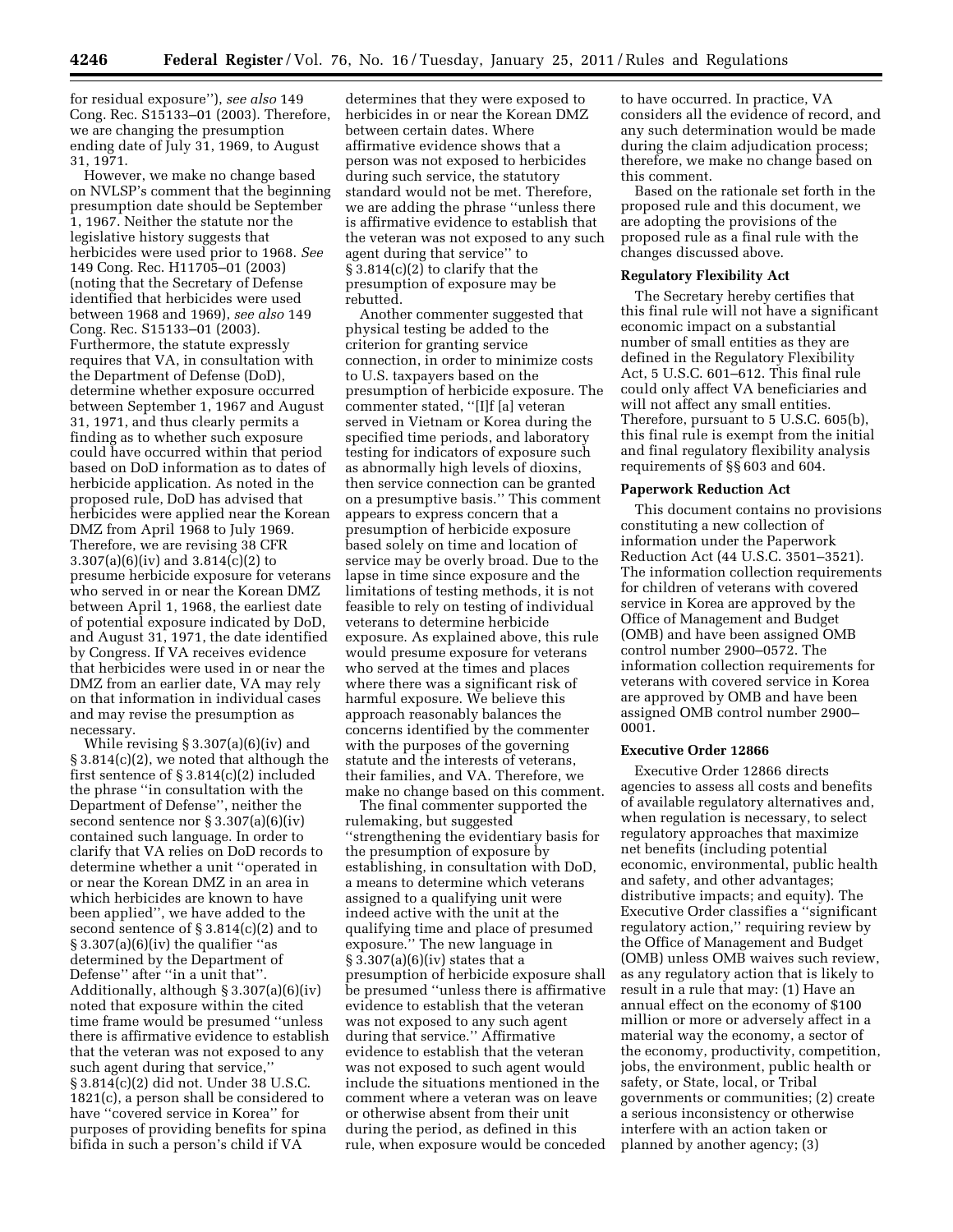for residual exposure''), *see also* 149 Cong. Rec. S15133–01 (2003). Therefore, we are changing the presumption ending date of July 31, 1969, to August 31, 1971.

However, we make no change based on NVLSP's comment that the beginning presumption date should be September 1, 1967. Neither the statute nor the legislative history suggests that herbicides were used prior to 1968. *See* 149 Cong. Rec. H11705–01 (2003) (noting that the Secretary of Defense identified that herbicides were used between 1968 and 1969), *see also* 149 Cong. Rec. S15133–01 (2003). Furthermore, the statute expressly requires that VA, in consultation with the Department of Defense (DoD), determine whether exposure occurred between September 1, 1967 and August 31, 1971, and thus clearly permits a finding as to whether such exposure could have occurred within that period based on DoD information as to dates of herbicide application. As noted in the proposed rule, DoD has advised that herbicides were applied near the Korean DMZ from April 1968 to July 1969. Therefore, we are revising 38 CFR 3.307(a)(6)(iv) and 3.814(c)(2) to presume herbicide exposure for veterans who served in or near the Korean DMZ between April 1, 1968, the earliest date of potential exposure indicated by DoD, and August 31, 1971, the date identified by Congress. If VA receives evidence that herbicides were used in or near the DMZ from an earlier date, VA may rely on that information in individual cases and may revise the presumption as necessary.

While revising § 3.307(a)(6)(iv) and § 3.814(c)(2), we noted that although the first sentence of § 3.814(c)(2) included the phrase ''in consultation with the Department of Defense'', neither the second sentence nor § 3.307(a)(6)(iv) contained such language. In order to clarify that VA relies on DoD records to determine whether a unit ''operated in or near the Korean DMZ in an area in which herbicides are known to have been applied'', we have added to the second sentence of § 3.814(c)(2) and to § 3.307(a)(6)(iv) the qualifier ''as determined by the Department of Defense'' after ''in a unit that''. Additionally, although § 3.307(a)(6)(iv) noted that exposure within the cited time frame would be presumed ''unless there is affirmative evidence to establish that the veteran was not exposed to any such agent during that service,'' § 3.814(c)(2) did not. Under 38 U.S.C. 1821(c), a person shall be considered to have ''covered service in Korea'' for purposes of providing benefits for spina bifida in such a person's child if VA determines that they were exposed to herbicides in or near the Korean DMZ between certain dates. Where affirmative evidence shows that a person was not exposed to herbicides during such service, the statutory standard would not be met. Therefore, we are adding the phrase ''unless there is affirmative evidence to establish that the veteran was not exposed to any such agent during that service'' to § 3.814(c)(2) to clarify that the presumption of exposure may be rebutted.

Another commenter suggested that physical testing be added to the criterion for granting service connection, in order to minimize costs to U.S. taxpayers based on the presumption of herbicide exposure. The commenter stated, ''[I]f [a] veteran served in Vietnam or Korea during the specified time periods, and laboratory testing for indicators of exposure such as abnormally high levels of dioxins, then service connection can be granted on a presumptive basis.'' This comment appears to express concern that a presumption of herbicide exposure based solely on time and location of service may be overly broad. Due to the lapse in time since exposure and the limitations of testing methods, it is not feasible to rely on testing of individual veterans to determine herbicide exposure. As explained above, this rule would presume exposure for veterans who served at the times and places where there was a significant risk of harmful exposure. We believe this approach reasonably balances the concerns identified by the commenter with the purposes of the governing statute and the interests of veterans, their families, and VA. Therefore, we make no change based on this comment.

The final commenter supported the rulemaking, but suggested ''strengthening the evidentiary basis for the presumption of exposure by establishing, in consultation with DoD, a means to determine which veterans assigned to a qualifying unit were indeed active with the unit at the qualifying time and place of presumed exposure.'' The new language in § 3.307(a)(6)(iv) states that a presumption of herbicide exposure shall be presumed ''unless there is affirmative evidence to establish that the veteran was not exposed to any such agent during that service.'' Affirmative evidence to establish that the veteran was not exposed to such agent would include the situations mentioned in the comment where a veteran was on leave or otherwise absent from their unit during the period, as defined in this rule, when exposure would be conceded to have occurred. In practice, VA considers all the evidence of record, and any such determination would be made during the claim adjudication process; therefore, we make no change based on this comment.

Based on the rationale set forth in the proposed rule and this document, we are adopting the provisions of the proposed rule as a final rule with the changes discussed above.

## Regulatory Flexibility Act

The Secretary hereby certifies that this final rule will not have a significant economic impact on a substantial number of small entities as they are defined in the Regulatory Flexibility Act, 5 U.S.C. 601–612. This final rule could only affect VA beneficiaries and will not affect any small entities. Therefore, pursuant to 5 U.S.C. 605(b), this final rule is exempt from the initial and final regulatory flexibility analysis requirements of §§ 603 and 604.

## Paperwork Reduction Act

This document contains no provisions constituting a new collection of information under the Paperwork Reduction Act (44 U.S.C. 3501–3521). The information collection requirements for children of veterans with covered service in Korea are approved by the Office of Management and Budget (OMB) and have been assigned OMB control number 2900–0572. The information collection requirements for veterans with covered service in Korea are approved by OMB and have been assigned OMB control number 2900–0001.

## Executive Order 12866

Executive Order 12866 directs agencies to assess all costs and benefits of available regulatory alternatives and, when regulation is necessary, to select regulatory approaches that maximize net benefits (including potential economic, environmental, public health and safety, and other advantages; distributive impacts; and equity). The Executive Order classifies a ''significant regulatory action,'' requiring review by the Office of Management and Budget (OMB) unless OMB waives such review, as any regulatory action that is likely to result in a rule that may: (1) Have an annual effect on the economy of $100 million or more or adversely affect in a material way the economy, a sector of the economy, productivity, competition, jobs, the environment, public health or safety, or State, local, or Tribal governments or communities; (2) create a serious inconsistency or otherwise interfere with an action taken or planned by another agency; (3)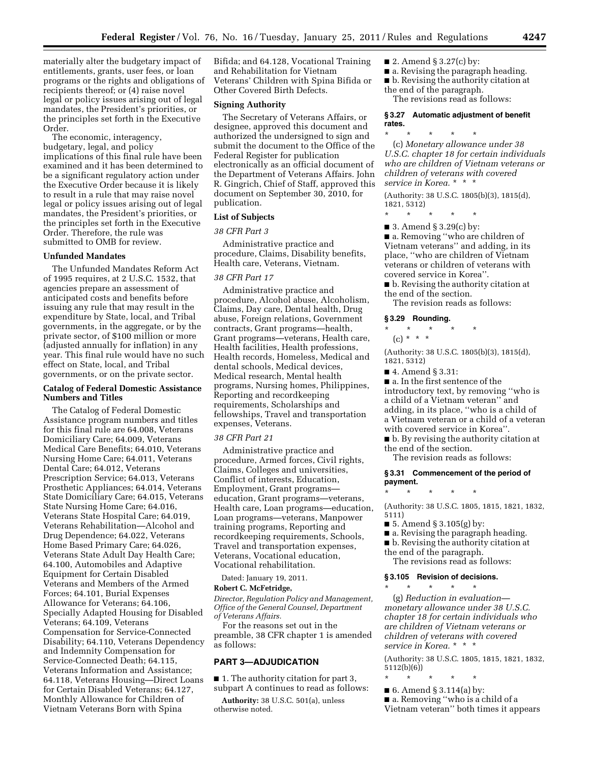materially alter the budgetary impact of entitlements, grants, user fees, or loan programs or the rights and obligations of recipients thereof; or (4) raise novel legal or policy issues arising out of legal mandates, the President's priorities, or the principles set forth in the Executive Order.

The economic, interagency, budgetary, legal, and policy implications of this final rule have been examined and it has been determined to be a significant regulatory action under the Executive Order because it is likely to result in a rule that may raise novel legal or policy issues arising out of legal mandates, the President's priorities, or the principles set forth in the Executive Order. Therefore, the rule was submitted to OMB for review.

**Unfunded Mandates**

The Unfunded Mandates Reform Act of 1995 requires, at 2 U.S.C. 1532, that agencies prepare an assessment of anticipated costs and benefits before issuing any rule that may result in the expenditure by State, local, and Tribal governments, in the aggregate, or by the private sector, of $100 million or more (adjusted annually for inflation) in any year. This final rule would have no such effect on State, local, and Tribal governments, or on the private sector.

**Catalog of Federal Domestic Assistance Numbers and Titles**

The Catalog of Federal Domestic Assistance program numbers and titles for this final rule are 64.008, Veterans Domiciliary Care; 64.009, Veterans Medical Care Benefits; 64.010, Veterans Nursing Home Care; 64.011, Veterans Dental Care; 64.012, Veterans Prescription Service; 64.013, Veterans Prosthetic Appliances; 64.014, Veterans State Domiciliary Care; 64.015, Veterans State Nursing Home Care; 64.016, Veterans State Hospital Care; 64.019, Veterans Rehabilitation—Alcohol and Drug Dependence; 64.022, Veterans Home Based Primary Care; 64.026, Veterans State Adult Day Health Care; 64.100, Automobiles and Adaptive Equipment for Certain Disabled Veterans and Members of the Armed Forces; 64.101, Burial Expenses Allowance for Veterans; 64.106, Specially Adapted Housing for Disabled Veterans; 64.109, Veterans Compensation for Service-Connected Disability; 64.110, Veterans Dependency and Indemnity Compensation for Service-Connected Death; 64.115, Veterans Information and Assistance; 64.118, Veterans Housing—Direct Loans for Certain Disabled Veterans; 64.127, Monthly Allowance for Children of Vietnam Veterans Born with Spina Bifida; and 64.128, Vocational Training and Rehabilitation for Vietnam Veterans' Children with Spina Bifida or Other Covered Birth Defects.

**Signing Authority**

The Secretary of Veterans Affairs, or designee, approved this document and authorized the undersigned to sign and submit the document to the Office of the Federal Register for publication electronically as an official document of the Department of Veterans Affairs. John R. Gingrich, Chief of Staff, approved this document on September 30, 2010, for publication.

**List of Subjects**

*38 CFR Part 3*

Administrative practice and procedure, Claims, Disability benefits, Health care, Veterans, Vietnam.

*38 CFR Part 17*

Administrative practice and procedure, Alcohol abuse, Alcoholism, Claims, Day care, Dental health, Drug abuse, Foreign relations, Government contracts, Grant programs—health, Grant programs—veterans, Health care, Health facilities, Health professions, Health records, Homeless, Medical and dental schools, Medical devices, Medical research, Mental health programs, Nursing homes, Philippines, Reporting and recordkeeping requirements, Scholarships and fellowships, Travel and transportation expenses, Veterans.

*38 CFR Part 21*

Administrative practice and procedure, Armed forces, Civil rights, Claims, Colleges and universities, Conflict of interests, Education, Employment, Grant programs—education, Grant programs—veterans, Health care, Loan programs—education, Loan programs—veterans, Manpower training programs, Reporting and recordkeeping requirements, Schools, Travel and transportation expenses, Veterans, Vocational education, Vocational rehabilitation.

Dated: January 19, 2011.

**Robert C. McFetridge,**

*Director, Regulation Policy and Management, Office of the General Counsel, Department of Veterans Affairs.*

For the reasons set out in the preamble, 38 CFR chapter 1 is amended as follows:

## PART 3—ADJUDICATION

■ 1. The authority citation for part 3, subpart A continues to read as follows:

**Authority:** 38 U.S.C. 501(a), unless otherwise noted.

■ 2. Amend § 3.27(c) by:

■ a. Revising the paragraph heading.

■ b. Revising the authority citation at the end of the paragraph.

The revisions read as follows:

### § 3.27 Automatic adjustment of benefit rates.

\* \* \* \* \*

(c) *Monetary allowance under 38 U.S.C. chapter 18 for certain individuals who are children of Vietnam veterans or children of veterans with covered service in Korea.* \* \* \*

(Authority: 38 U.S.C. 1805(b)(3), 1815(d), 1821, 5312)

\* \* \* \* \*

■ 3. Amend § 3.29(c) by:

■ a. Removing "who are children of Vietnam veterans" and adding, in its place, "who are children of Vietnam veterans or children of veterans with covered service in Korea".

■ b. Revising the authority citation at the end of the section.

The revision reads as follows:

### § 3.29 Rounding.

\* \* \* \* \*

(c) \* \* \*

(Authority: 38 U.S.C. 1805(b)(3), 1815(d), 1821, 5312)

■ 4. Amend § 3.31:

■ a. In the first sentence of the introductory text, by removing "who is a child of a Vietnam veteran" and adding, in its place, "who is a child of a Vietnam veteran or a child of a veteran with covered service in Korea".

■ b. By revising the authority citation at the end of the section.

The revision reads as follows:

### § 3.31 Commencement of the period of payment.

\* \* \* \* \*

(Authority: 38 U.S.C. 1805, 1815, 1821, 1832, 5111)

■ 5. Amend § 3.105(g) by:

■ a. Revising the paragraph heading.

■ b. Revising the authority citation at the end of the paragraph.

The revisions read as follows:

### § 3.105 Revision of decisions.

\* \* \* \* \*

(g) *Reduction in evaluation—monetary allowance under 38 U.S.C. chapter 18 for certain individuals who are children of Vietnam veterans or children of veterans with covered service in Korea.* \* \* \*

(Authority: 38 U.S.C. 1805, 1815, 1821, 1832, 5112(b)(6))

\* \* \* \* \*

■ 6. Amend § 3.114(a) by:

■ a. Removing "who is a child of a Vietnam veteran" both times it appears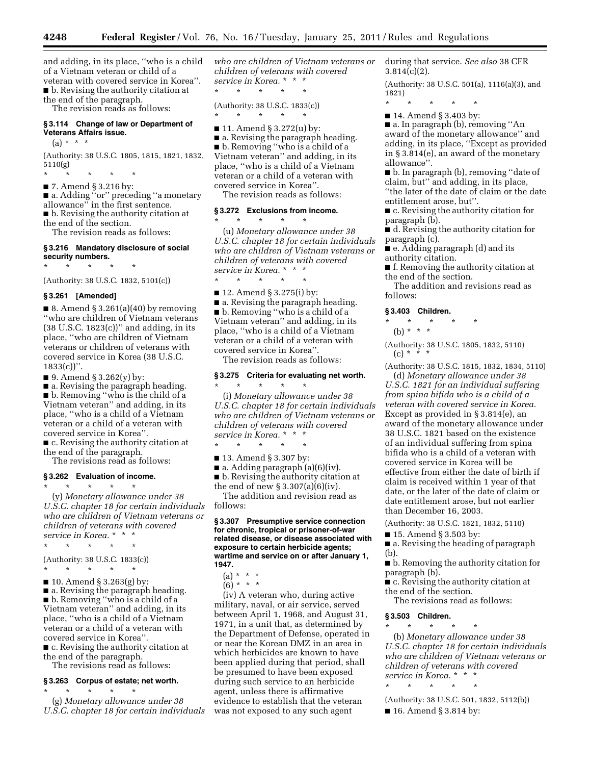and adding, in its place, "who is a child of a Vietnam veteran or child of a veteran with covered service in Korea".

■ b. Revising the authority citation at the end of the paragraph.

The revision reads as follows:

**§ 3.114 Change of law or Department of Veterans Affairs issue.**

(a) * * *

(Authority: 38 U.S.C. 1805, 1815, 1821, 1832, 5110(g)

\* \* \* \* \*

■ 7. Amend § 3.216 by:

■ a. Adding "or" preceding "a monetary allowance" in the first sentence.

■ b. Revising the authority citation at the end of the section.

The revision reads as follows:

**§ 3.216 Mandatory disclosure of social security numbers.**

\* \* \* \* \*

(Authority: 38 U.S.C. 1832, 5101(c))

**§ 3.261 [Amended]**

■ 8. Amend § 3.261(a)(40) by removing "who are children of Vietnam veterans (38 U.S.C. 1823(c))" and adding, in its place, "who are children of Vietnam veterans or children of veterans with covered service in Korea (38 U.S.C. 1833(c))".

■ 9. Amend § 3.262(y) by:

■ a. Revising the paragraph heading.

■ b. Removing "who is the child of a Vietnam veteran" and adding, in its place, "who is a child of a Vietnam veteran or a child of a veteran with covered service in Korea".

■ c. Revising the authority citation at the end of the paragraph.

The revisions read as follows:

**§ 3.262 Evaluation of income.**

\* \* \* \* \*

(y) *Monetary allowance under 38 U.S.C. chapter 18 for certain individuals who are children of Vietnam veterans or children of veterans with covered service in Korea.* * * *

\* \* \* \* \*

(Authority: 38 U.S.C. 1833(c))

\* \* \* \* \*

■ 10. Amend § 3.263(g) by:

■ a. Revising the paragraph heading.

■ b. Removing "who is a child of a Vietnam veteran" and adding, in its place, "who is a child of a Vietnam veteran or a child of a veteran with covered service in Korea".

■ c. Revising the authority citation at the end of the paragraph.

The revisions read as follows:

**§ 3.263 Corpus of estate; net worth.**

\* \* \* \* \*

(g) *Monetary allowance under 38 U.S.C. chapter 18 for certain individuals who are children of Vietnam veterans or children of veterans with covered service in Korea.* * * *

\* \* \* \* \*

(Authority: 38 U.S.C. 1833(c))

\* \* \* \* \*

■ 11. Amend § 3.272(u) by:

■ a. Revising the paragraph heading.

■ b. Removing "who is a child of a Vietnam veteran" and adding, in its place, "who is a child of a Vietnam veteran or a child of a veteran with covered service in Korea".

The revision reads as follows:

**§ 3.272 Exclusions from income.**

\* \* \* \* \*

(u) *Monetary allowance under 38 U.S.C. chapter 18 for certain individuals who are children of Vietnam veterans or children of veterans with covered service in Korea.* * * *

\* \* \* \* \*

■ 12. Amend § 3.275(i) by:

■ a. Revising the paragraph heading.

■ b. Removing "who is a child of a Vietnam veteran" and adding, in its place, "who is a child of a Vietnam veteran or a child of a veteran with covered service in Korea".

The revision reads as follows:

**§ 3.275 Criteria for evaluating net worth.**

\* \* \* \* \*

(i) *Monetary allowance under 38 U.S.C. chapter 18 for certain individuals who are children of Vietnam veterans or children of veterans with covered service in Korea.* * * *

\* \* \* \* \*

■ 13. Amend § 3.307 by:

■ a. Adding paragraph (a)(6)(iv).

■ b. Revising the authority citation at the end of new § 3.307(a)(6)(iv).

The addition and revision read as follows:

**§ 3.307 Presumptive service connection for chronic, tropical or prisoner-of-war related disease, or disease associated with exposure to certain herbicide agents; wartime and service on or after January 1, 1947.**

(a) * * *

(6) * * *

(iv) A veteran who, during active military, naval, or air service, served between April 1, 1968, and August 31, 1971, in a unit that, as determined by the Department of Defense, operated in or near the Korean DMZ in an area in which herbicides are known to have been applied during that period, shall be presumed to have been exposed during such service to an herbicide agent, unless there is affirmative evidence to establish that the veteran was not exposed to any such agent during that service. *See also* 38 CFR 3.814(c)(2).

(Authority: 38 U.S.C. 501(a), 1116(a)(3), and 1821)

\* \* \* \* \*

■ 14. Amend § 3.403 by:

■ a. In paragraph (b), removing "An award of the monetary allowance" and adding, in its place, "Except as provided in § 3.814(e), an award of the monetary allowance".

■ b. In paragraph (b), removing "date of claim, but" and adding, in its place, "the later of the date of claim or the date entitlement arose, but".

■ c. Revising the authority citation for paragraph (b).

■ d. Revising the authority citation for paragraph (c).

■ e. Adding paragraph (d) and its authority citation.

■ f. Removing the authority citation at the end of the section.

The addition and revisions read as follows:

**§ 3.403 Children.**

\* \* \* \* \*

(b) * * *

(Authority: 38 U.S.C. 1805, 1832, 5110)

(c) * * *

(Authority: 38 U.S.C. 1815, 1832, 1834, 5110)

(d) *Monetary allowance under 38 U.S.C. 1821 for an individual suffering from spina bifida who is a child of a veteran with covered service in Korea.* Except as provided in § 3.814(e), an award of the monetary allowance under 38 U.S.C. 1821 based on the existence of an individual suffering from spina bifida who is a child of a veteran with covered service in Korea will be effective from either the date of birth if claim is received within 1 year of that date, or the later of the date of claim or date entitlement arose, but not earlier than December 16, 2003.

(Authority: 38 U.S.C. 1821, 1832, 5110)

■ 15. Amend § 3.503 by:

■ a. Revising the heading of paragraph (b).

■ b. Removing the authority citation for paragraph (b).

■ c. Revising the authority citation at the end of the section.

The revisions read as follows:

**§ 3.503 Children.**

\* \* \* \* \*

(b) *Monetary allowance under 38 U.S.C. chapter 18 for certain individuals who are children of Vietnam veterans or children of veterans with covered service in Korea.* * * *

\* \* \* \* \*

(Authority: 38 U.S.C. 501, 1832, 5112(b))

■ 16. Amend § 3.814 by: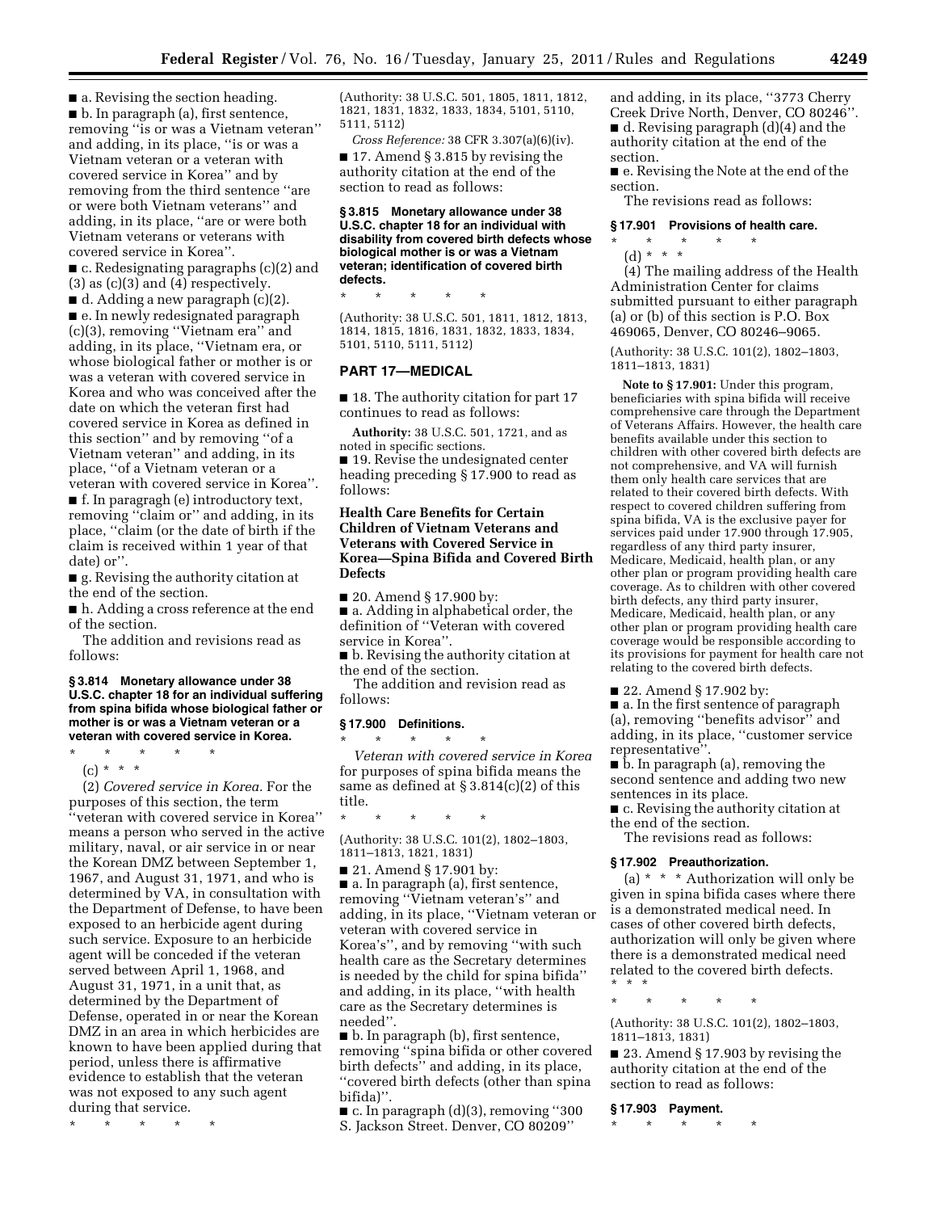■ a. Revising the section heading.

■ b. In paragraph (a), first sentence, removing ''is or was a Vietnam veteran'' and adding, in its place, ''is or was a Vietnam veteran or a veteran with covered service in Korea'' and by removing from the third sentence ''are or were both Vietnam veterans'' and adding, in its place, ''are or were both Vietnam veterans or veterans with covered service in Korea''.

■ c. Redesignating paragraphs (c)(2) and (3) as (c)(3) and (4) respectively.

■ d. Adding a new paragraph (c)(2).

■ e. In newly redesignated paragraph (c)(3), removing ''Vietnam era'' and adding, in its place, ''Vietnam era, or whose biological father or mother is or was a veteran with covered service in Korea and who was conceived after the date on which the veteran first had covered service in Korea as defined in this section'' and by removing ''of a Vietnam veteran'' and adding, in its place, ''of a Vietnam veteran or a veteran with covered service in Korea''.

■ f. In paragragh (e) introductory text, removing ''claim or'' and adding, in its place, ''claim (or the date of birth if the claim is received within 1 year of that date) or''.

■ g. Revising the authority citation at the end of the section.

■ h. Adding a cross reference at the end of the section.

The addition and revisions read as follows:

**§ 3.814 Monetary allowance under 38 U.S.C. chapter 18 for an individual suffering from spina bifida whose biological father or mother is or was a Vietnam veteran or a veteran with covered service in Korea.**

\* \* \* \* \*

(c) \* \* \*

(2) *Covered service in Korea.* For the purposes of this section, the term ''veteran with covered service in Korea'' means a person who served in the active military, naval, or air service in or near the Korean DMZ between September 1, 1967, and August 31, 1971, and who is determined by VA, in consultation with the Department of Defense, to have been exposed to an herbicide agent during such service. Exposure to an herbicide agent will be conceded if the veteran served between April 1, 1968, and August 31, 1971, in a unit that, as determined by the Department of Defense, operated in or near the Korean DMZ in an area in which herbicides are known to have been applied during that period, unless there is affirmative evidence to establish that the veteran was not exposed to any such agent during that service.

\* \* \* \* \*

(Authority: 38 U.S.C. 501, 1805, 1811, 1812, 1821, 1831, 1832, 1833, 1834, 5101, 5110, 5111, 5112)

*Cross Reference:* 38 CFR 3.307(a)(6)(iv).

■ 17. Amend § 3.815 by revising the authority citation at the end of the section to read as follows:

**§ 3.815 Monetary allowance under 38 U.S.C. chapter 18 for an individual with disability from covered birth defects whose biological mother is or was a Vietnam veteran; identification of covered birth defects.**

\* \* \* \* \*

(Authority: 38 U.S.C. 501, 1811, 1812, 1813, 1814, 1815, 1816, 1831, 1832, 1833, 1834, 5101, 5110, 5111, 5112)

## PART 17—MEDICAL

■ 18. The authority citation for part 17 continues to read as follows:

**Authority:** 38 U.S.C. 501, 1721, and as noted in specific sections.

■ 19. Revise the undesignated center heading preceding § 17.900 to read as follows:

**Health Care Benefits for Certain Children of Vietnam Veterans and Veterans with Covered Service in Korea—Spina Bifida and Covered Birth Defects**

■ 20. Amend § 17.900 by:

■ a. Adding in alphabetical order, the definition of ''Veteran with covered service in Korea''.

■ b. Revising the authority citation at the end of the section.

The addition and revision read as follows:

**§ 17.900 Definitions.**

\* \* \* \* \*

*Veteran with covered service in Korea* for purposes of spina bifida means the same as defined at § 3.814(c)(2) of this title.

\* \* \* \* \*

(Authority: 38 U.S.C. 101(2), 1802–1803, 1811–1813, 1821, 1831)

■ 21. Amend § 17.901 by:

■ a. In paragraph (a), first sentence, removing ''Vietnam veteran's'' and adding, in its place, ''Vietnam veteran or veteran with covered service in Korea's'', and by removing ''with such health care as the Secretary determines is needed by the child for spina bifida'' and adding, in its place, ''with health care as the Secretary determines is needed''.

■ b. In paragraph (b), first sentence, removing ''spina bifida or other covered birth defects'' and adding, in its place, ''covered birth defects (other than spina bifida)''.

■ c. In paragraph (d)(3), removing ''300 S. Jackson Street. Denver, CO 80209'' and adding, in its place, ''3773 Cherry Creek Drive North, Denver, CO 80246''.

■ d. Revising paragraph (d)(4) and the authority citation at the end of the section.

■ e. Revising the Note at the end of the section.

The revisions read as follows:

**§ 17.901 Provisions of health care.**

\* \* \* \* \*

(d) \* \* \*

(4) The mailing address of the Health Administration Center for claims submitted pursuant to either paragraph (a) or (b) of this section is P.O. Box 469065, Denver, CO 80246–9065.

(Authority: 38 U.S.C. 101(2), 1802–1803, 1811–1813, 1831)

**Note to § 17.901:** Under this program, beneficiaries with spina bifida will receive comprehensive care through the Department of Veterans Affairs. However, the health care benefits available under this section to children with other covered birth defects are not comprehensive, and VA will furnish them only health care services that are related to their covered birth defects. With respect to covered children suffering from spina bifida, VA is the exclusive payer for services paid under 17.900 through 17.905, regardless of any third party insurer, Medicare, Medicaid, health plan, or any other plan or program providing health care coverage. As to children with other covered birth defects, any third party insurer, Medicare, Medicaid, health plan, or any other plan or program providing health care coverage would be responsible according to its provisions for payment for health care not relating to the covered birth defects.

■ 22. Amend § 17.902 by:

■ a. In the first sentence of paragraph (a), removing ''benefits advisor'' and adding, in its place, ''customer service representative''.

■ b. In paragraph (a), removing the second sentence and adding two new sentences in its place.

■ c. Revising the authority citation at the end of the section.

The revisions read as follows:

**§ 17.902 Preauthorization.**

(a) \* \* \* Authorization will only be given in spina bifida cases where there is a demonstrated medical need. In cases of other covered birth defects, authorization will only be given where there is a demonstrated medical need related to the covered birth defects. \* \* \*

\* \* \* \* \*

(Authority: 38 U.S.C. 101(2), 1802–1803, 1811–1813, 1831)

■ 23. Amend § 17.903 by revising the authority citation at the end of the section to read as follows:

**§ 17.903 Payment.**

\* \* \* \* \*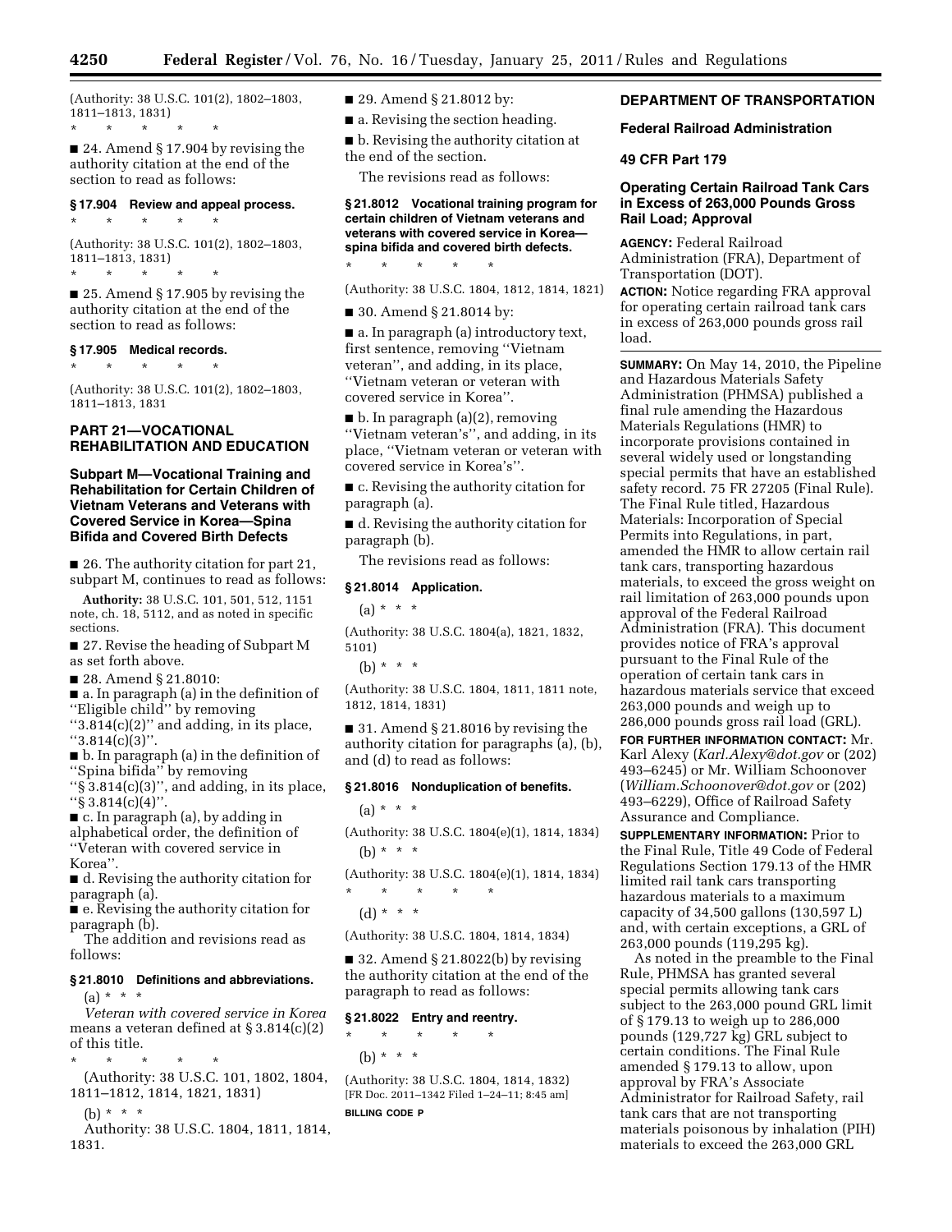(Authority: 38 U.S.C. 101(2), 1802–1803, 1811–1813, 1831)

\* \* \* \* \*

■ 24. Amend § 17.904 by revising the authority citation at the end of the section to read as follows:

**§ 17.904 Review and appeal process.**

\* \* \* \* \*

(Authority: 38 U.S.C. 101(2), 1802–1803, 1811–1813, 1831)

\* \* \* \* \*

■ 25. Amend § 17.905 by revising the authority citation at the end of the section to read as follows:

**§ 17.905 Medical records.**

\* \* \* \* \*

(Authority: 38 U.S.C. 101(2), 1802–1803, 1811–1813, 1831

## PART 21—VOCATIONAL REHABILITATION AND EDUCATION

### Subpart M—Vocational Training and Rehabilitation for Certain Children of Vietnam Veterans and Veterans with Covered Service in Korea—Spina Bifida and Covered Birth Defects

■ 26. The authority citation for part 21, subpart M, continues to read as follows:

**Authority:** 38 U.S.C. 101, 501, 512, 1151 note, ch. 18, 5112, and as noted in specific sections.

■ 27. Revise the heading of Subpart M as set forth above.

■ 28. Amend § 21.8010:

■ a. In paragraph (a) in the definition of ''Eligible child'' by removing ''3.814(c)(2)'' and adding, in its place, ''3.814(c)(3)''.

■ b. In paragraph (a) in the definition of ''Spina bifida'' by removing ''§ 3.814(c)(3)'', and adding, in its place, ''§ 3.814(c)(4)''.

■ c. In paragraph (a), by adding in alphabetical order, the definition of ''Veteran with covered service in Korea''.

■ d. Revising the authority citation for paragraph (a).

■ e. Revising the authority citation for paragraph (b).

The addition and revisions read as follows:

**§ 21.8010 Definitions and abbreviations.**

(a) \* \* \*

*Veteran with covered service in Korea* means a veteran defined at § 3.814(c)(2) of this title.

\* \* \* \* \*

(Authority: 38 U.S.C. 101, 1802, 1804, 1811–1812, 1814, 1821, 1831)

(b) \* \* \*

Authority: 38 U.S.C. 1804, 1811, 1814, 1831.

■ 29. Amend § 21.8012 by:

■ a. Revising the section heading.

■ b. Revising the authority citation at the end of the section.

The revisions read as follows:

**§ 21.8012 Vocational training program for certain children of Vietnam veterans and veterans with covered service in Korea—spina bifida and covered birth defects.**

\* \* \* \* \*

(Authority: 38 U.S.C. 1804, 1812, 1814, 1821)

■ 30. Amend § 21.8014 by:

■ a. In paragraph (a) introductory text, first sentence, removing ''Vietnam veteran'', and adding, in its place, ''Vietnam veteran or veteran with covered service in Korea''.

■ b. In paragraph (a)(2), removing ''Vietnam veteran's'', and adding, in its place, ''Vietnam veteran or veteran with covered service in Korea's''.

■ c. Revising the authority citation for paragraph (a).

■ d. Revising the authority citation for paragraph (b).

The revisions read as follows:

**§ 21.8014 Application.**

(a) \* \* \*

(Authority: 38 U.S.C. 1804(a), 1821, 1832, 5101)

(b) \* \* \*

(Authority: 38 U.S.C. 1804, 1811, 1811 note, 1812, 1814, 1831)

■ 31. Amend § 21.8016 by revising the authority citation for paragraphs (a), (b), and (d) to read as follows:

**§ 21.8016 Nonduplication of benefits.**

(a) \* \* \*

(Authority: 38 U.S.C. 1804(e)(1), 1814, 1834)

(b) \* \* \*

(Authority: 38 U.S.C. 1804(e)(1), 1814, 1834)

\* \* \* \* \*

(d) \* \* \*

(Authority: 38 U.S.C. 1804, 1814, 1834)

■ 32. Amend § 21.8022(b) by revising the authority citation at the end of the paragraph to read as follows:

**§ 21.8022 Entry and reentry.**

\* \* \* \* \*

(b) \* \* \*

(Authority: 38 U.S.C. 1804, 1814, 1832)

[FR Doc. 2011–1342 Filed 1–24–11; 8:45 am]

**BILLING CODE P**

## DEPARTMENT OF TRANSPORTATION

### Federal Railroad Administration

### 49 CFR Part 179

### Operating Certain Railroad Tank Cars in Excess of 263,000 Pounds Gross Rail Load; Approval

**AGENCY:** Federal Railroad Administration (FRA), Department of Transportation (DOT).

**ACTION:** Notice regarding FRA approval for operating certain railroad tank cars in excess of 263,000 pounds gross rail load.

**SUMMARY:** On May 14, 2010, the Pipeline and Hazardous Materials Safety Administration (PHMSA) published a final rule amending the Hazardous Materials Regulations (HMR) to incorporate provisions contained in several widely used or longstanding special permits that have an established safety record. 75 FR 27205 (Final Rule). The Final Rule titled, Hazardous Materials: Incorporation of Special Permits into Regulations, in part, amended the HMR to allow certain rail tank cars, transporting hazardous materials, to exceed the gross weight on rail limitation of 263,000 pounds upon approval of the Federal Railroad Administration (FRA). This document provides notice of FRA's approval pursuant to the Final Rule of the operation of certain tank cars in hazardous materials service that exceed 263,000 pounds and weigh up to 286,000 pounds gross rail load (GRL).

**FOR FURTHER INFORMATION CONTACT:** Mr. Karl Alexy (*Karl.Alexy@dot.gov* or (202) 493–6245) or Mr. William Schoonover (*William.Schoonover@dot.gov* or (202) 493–6229), Office of Railroad Safety Assurance and Compliance.

**SUPPLEMENTARY INFORMATION:** Prior to the Final Rule, Title 49 Code of Federal Regulations Section 179.13 of the HMR limited rail tank cars transporting hazardous materials to a maximum capacity of 34,500 gallons (130,597 L) and, with certain exceptions, a GRL of 263,000 pounds (119,295 kg).

As noted in the preamble to the Final Rule, PHMSA has granted several special permits allowing tank cars subject to the 263,000 pound GRL limit of § 179.13 to weigh up to 286,000 pounds (129,727 kg) GRL subject to certain conditions. The Final Rule amended § 179.13 to allow, upon approval by FRA's Associate Administrator for Railroad Safety, rail tank cars that are not transporting materials poisonous by inhalation (PIH) materials to exceed the 263,000 GRL